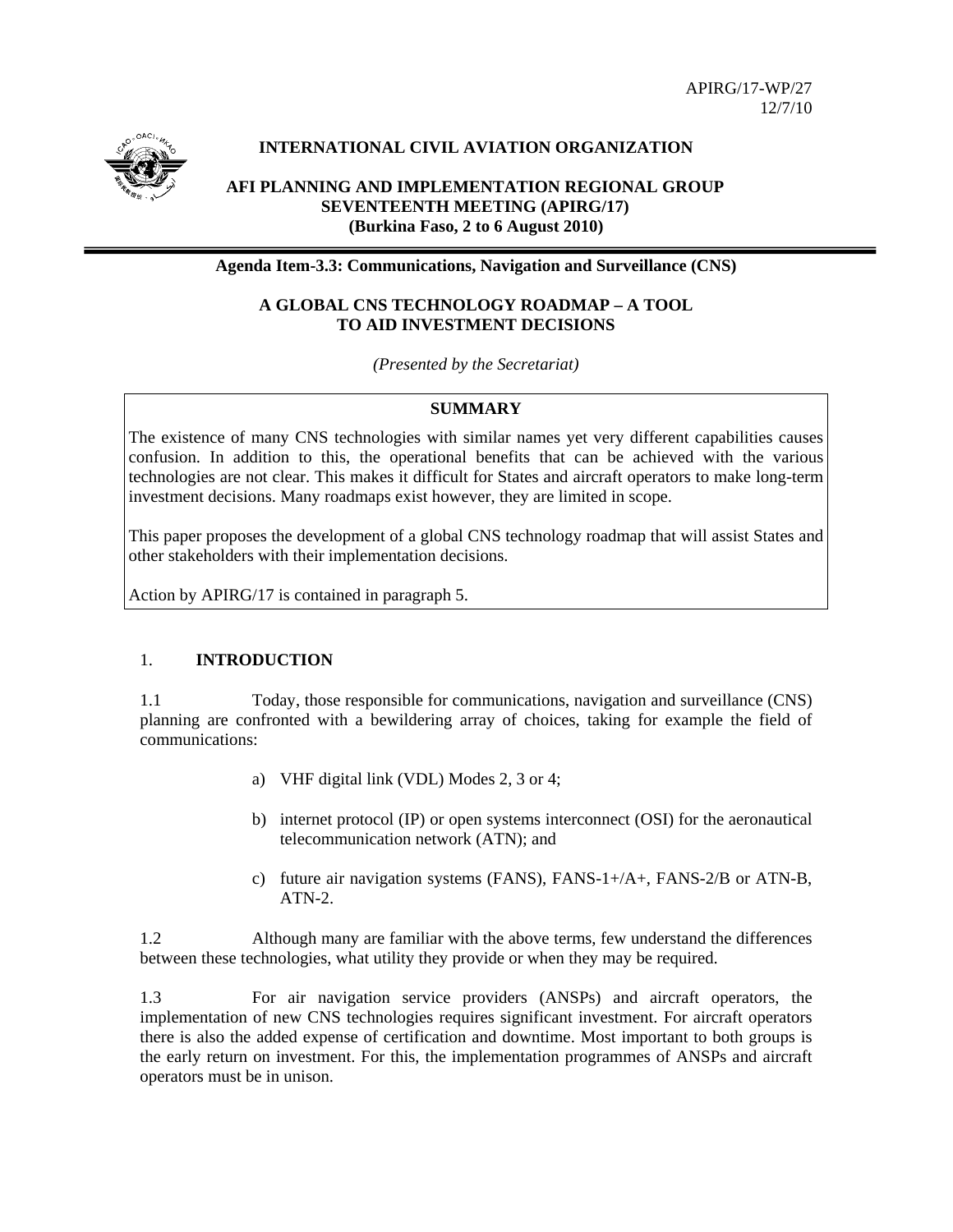APIRG/17-WP/27
12/7/10

**INTERNATIONAL CIVIL AVIATION ORGANIZATION**

**AFI PLANNING AND IMPLEMENTATION REGIONAL GROUP SEVENTEENTH MEETING (APIRG/17) (Burkina Faso, 2 to 6 August 2010)**

---

**Agenda Item-3.3: Communications, Navigation and Surveillance (CNS)**

# A GLOBAL CNS TECHNOLOGY ROADMAP – A TOOL TO AID INVESTMENT DECISIONS

*(Presented by the Secretariat)*

| **SUMMARY** |
| --- |
| The existence of many CNS technologies with similar names yet very different capabilities causes confusion. In addition to this, the operational benefits that can be achieved with the various technologies are not clear. This makes it difficult for States and aircraft operators to make long-term investment decisions. Many roadmaps exist however, they are limited in scope.<br><br>This paper proposes the development of a global CNS technology roadmap that will assist States and other stakeholders with their implementation decisions.<br><br>Action by APIRG/17 is contained in paragraph 5. |

## 1. INTRODUCTION

1.1 Today, those responsible for communications, navigation and surveillance (CNS) planning are confronted with a bewildering array of choices, taking for example the field of communications:

a) VHF digital link (VDL) Modes 2, 3 or 4;

b) internet protocol (IP) or open systems interconnect (OSI) for the aeronautical telecommunication network (ATN); and

c) future air navigation systems (FANS), FANS-1+/A+, FANS-2/B or ATN-B, ATN-2.

1.2 Although many are familiar with the above terms, few understand the differences between these technologies, what utility they provide or when they may be required.

1.3 For air navigation service providers (ANSPs) and aircraft operators, the implementation of new CNS technologies requires significant investment. For aircraft operators there is also the added expense of certification and downtime. Most important to both groups is the early return on investment. For this, the implementation programmes of ANSPs and aircraft operators must be in unison.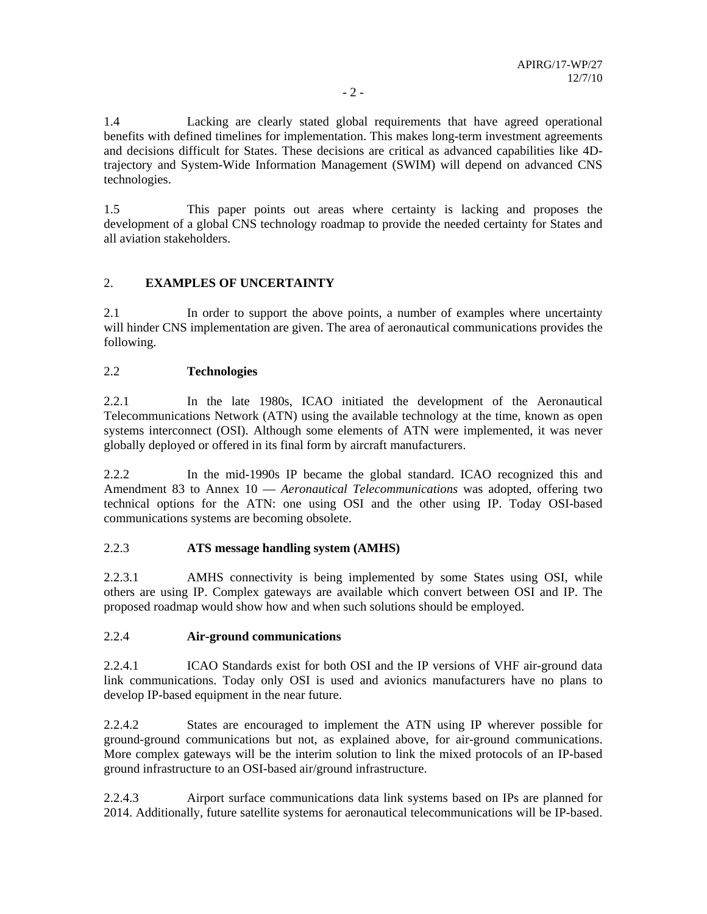1.4 Lacking are clearly stated global requirements that have agreed operational benefits with defined timelines for implementation. This makes long-term investment agreements and decisions difficult for States. These decisions are critical as advanced capabilities like 4D-trajectory and System-Wide Information Management (SWIM) will depend on advanced CNS technologies.

1.5 This paper points out areas where certainty is lacking and proposes the development of a global CNS technology roadmap to provide the needed certainty for States and all aviation stakeholders.

## 2. EXAMPLES OF UNCERTAINTY

2.1 In order to support the above points, a number of examples where uncertainty will hinder CNS implementation are given. The area of aeronautical communications provides the following.

### 2.2 Technologies

2.2.1 In the late 1980s, ICAO initiated the development of the Aeronautical Telecommunications Network (ATN) using the available technology at the time, known as open systems interconnect (OSI). Although some elements of ATN were implemented, it was never globally deployed or offered in its final form by aircraft manufacturers.

2.2.2 In the mid-1990s IP became the global standard. ICAO recognized this and Amendment 83 to Annex 10 — *Aeronautical Telecommunications* was adopted, offering two technical options for the ATN: one using OSI and the other using IP. Today OSI-based communications systems are becoming obsolete.

### 2.2.3 ATS message handling system (AMHS)

2.2.3.1 AMHS connectivity is being implemented by some States using OSI, while others are using IP. Complex gateways are available which convert between OSI and IP. The proposed roadmap would show how and when such solutions should be employed.

### 2.2.4 Air-ground communications

2.2.4.1 ICAO Standards exist for both OSI and the IP versions of VHF air-ground data link communications. Today only OSI is used and avionics manufacturers have no plans to develop IP-based equipment in the near future.

2.2.4.2 States are encouraged to implement the ATN using IP wherever possible for ground-ground communications but not, as explained above, for air-ground communications. More complex gateways will be the interim solution to link the mixed protocols of an IP-based ground infrastructure to an OSI-based air/ground infrastructure.

2.2.4.3 Airport surface communications data link systems based on IPs are planned for 2014. Additionally, future satellite systems for aeronautical telecommunications will be IP-based.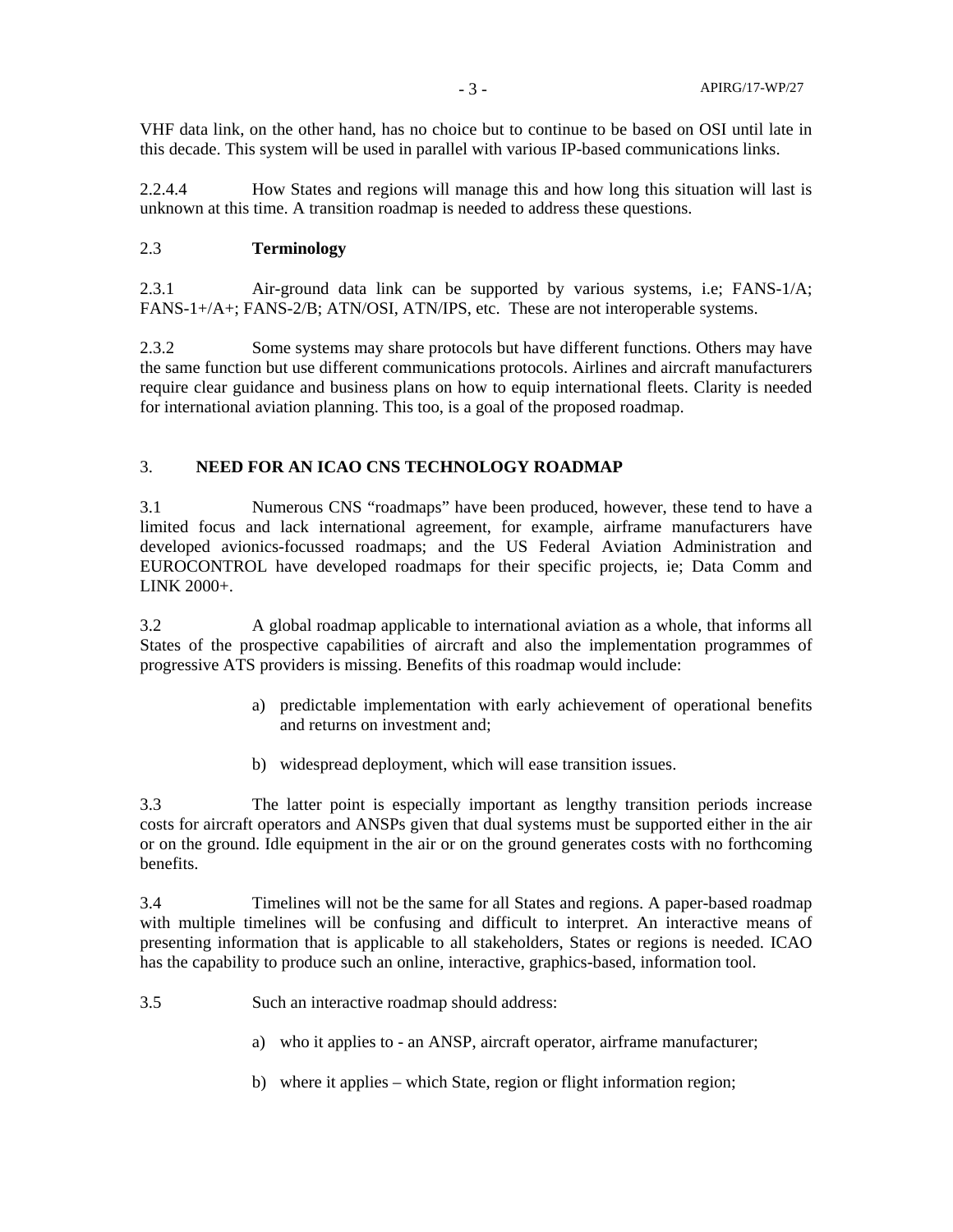VHF data link, on the other hand, has no choice but to continue to be based on OSI until late in this decade. This system will be used in parallel with various IP-based communications links.

2.2.4.4 How States and regions will manage this and how long this situation will last is unknown at this time. A transition roadmap is needed to address these questions.

### 2.3 Terminology

2.3.1 Air-ground data link can be supported by various systems, i.e; FANS-1/A; FANS-1+/A+; FANS-2/B; ATN/OSI, ATN/IPS, etc. These are not interoperable systems.

2.3.2 Some systems may share protocols but have different functions. Others may have the same function but use different communications protocols. Airlines and aircraft manufacturers require clear guidance and business plans on how to equip international fleets. Clarity is needed for international aviation planning. This too, is a goal of the proposed roadmap.

## 3. NEED FOR AN ICAO CNS TECHNOLOGY ROADMAP

3.1 Numerous CNS "roadmaps" have been produced, however, these tend to have a limited focus and lack international agreement, for example, airframe manufacturers have developed avionics-focussed roadmaps; and the US Federal Aviation Administration and EUROCONTROL have developed roadmaps for their specific projects, ie; Data Comm and LINK 2000+.

3.2 A global roadmap applicable to international aviation as a whole, that informs all States of the prospective capabilities of aircraft and also the implementation programmes of progressive ATS providers is missing. Benefits of this roadmap would include:

a) predictable implementation with early achievement of operational benefits and returns on investment and;

b) widespread deployment, which will ease transition issues.

3.3 The latter point is especially important as lengthy transition periods increase costs for aircraft operators and ANSPs given that dual systems must be supported either in the air or on the ground. Idle equipment in the air or on the ground generates costs with no forthcoming benefits.

3.4 Timelines will not be the same for all States and regions. A paper-based roadmap with multiple timelines will be confusing and difficult to interpret. An interactive means of presenting information that is applicable to all stakeholders, States or regions is needed. ICAO has the capability to produce such an online, interactive, graphics-based, information tool.

3.5 Such an interactive roadmap should address:

a) who it applies to - an ANSP, aircraft operator, airframe manufacturer;

b) where it applies – which State, region or flight information region;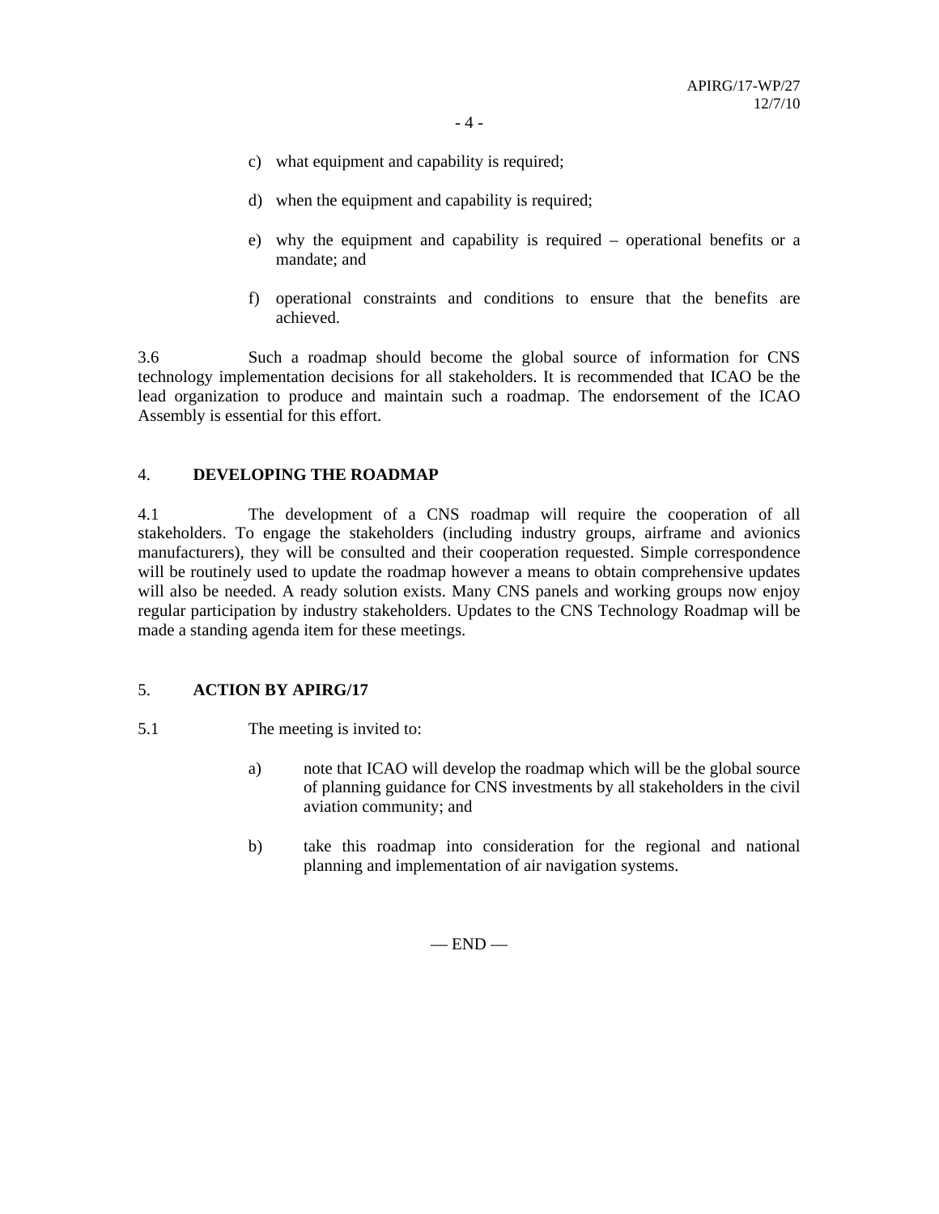c) what equipment and capability is required;

d) when the equipment and capability is required;

e) why the equipment and capability is required – operational benefits or a mandate; and

f) operational constraints and conditions to ensure that the benefits are achieved.

3.6 Such a roadmap should become the global source of information for CNS technology implementation decisions for all stakeholders. It is recommended that ICAO be the lead organization to produce and maintain such a roadmap. The endorsement of the ICAO Assembly is essential for this effort.

## 4. DEVELOPING THE ROADMAP

4.1 The development of a CNS roadmap will require the cooperation of all stakeholders. To engage the stakeholders (including industry groups, airframe and avionics manufacturers), they will be consulted and their cooperation requested. Simple correspondence will be routinely used to update the roadmap however a means to obtain comprehensive updates will also be needed. A ready solution exists. Many CNS panels and working groups now enjoy regular participation by industry stakeholders. Updates to the CNS Technology Roadmap will be made a standing agenda item for these meetings.

## 5. ACTION BY APIRG/17

5.1 The meeting is invited to:

a) note that ICAO will develop the roadmap which will be the global source of planning guidance for CNS investments by all stakeholders in the civil aviation community; and

b) take this roadmap into consideration for the regional and national planning and implementation of air navigation systems.

— END —